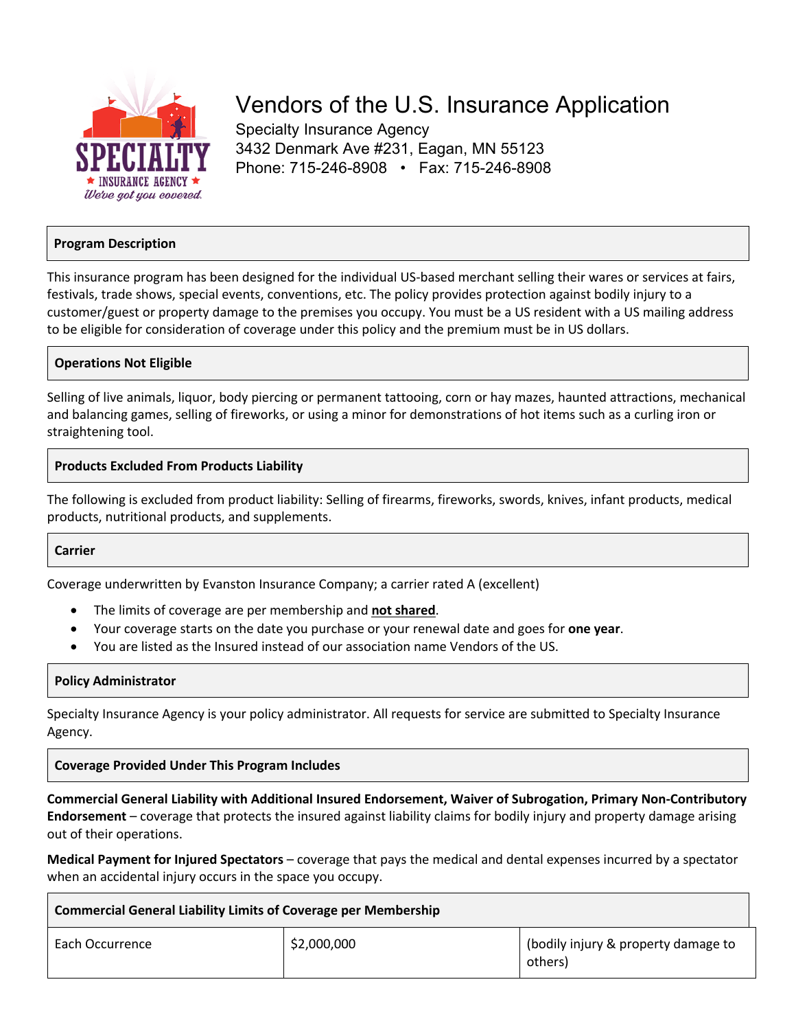# Vendors of the U.S. Insurance Application

Specialty Insurance Agency
3432 Denmark Ave #231, Eagan, MN 55123
Phone: 715-246-8908 • Fax: 715-246-8908

## Program Description

This insurance program has been designed for the individual US-based merchant selling their wares or services at fairs, festivals, trade shows, special events, conventions, etc. The policy provides protection against bodily injury to a customer/guest or property damage to the premises you occupy. You must be a US resident with a US mailing address to be eligible for consideration of coverage under this policy and the premium must be in US dollars.

## Operations Not Eligible

Selling of live animals, liquor, body piercing or permanent tattooing, corn or hay mazes, haunted attractions, mechanical and balancing games, selling of fireworks, or using a minor for demonstrations of hot items such as a curling iron or straightening tool.

## Products Excluded From Products Liability

The following is excluded from product liability: Selling of firearms, fireworks, swords, knives, infant products, medical products, nutritional products, and supplements.

## Carrier

Coverage underwritten by Evanston Insurance Company; a carrier rated A (excellent)

- The limits of coverage are per membership and **not shared**.
- Your coverage starts on the date you purchase or your renewal date and goes for **one year**.
- You are listed as the Insured instead of our association name Vendors of the US.

## Policy Administrator

Specialty Insurance Agency is your policy administrator. All requests for service are submitted to Specialty Insurance Agency.

## Coverage Provided Under This Program Includes

**Commercial General Liability with Additional Insured Endorsement, Waiver of Subrogation, Primary Non-Contributory Endorsement** – coverage that protects the insured against liability claims for bodily injury and property damage arising out of their operations.

**Medical Payment for Injured Spectators** – coverage that pays the medical and dental expenses incurred by a spectator when an accidental injury occurs in the space you occupy.

| Commercial General Liability Limits of Coverage per Membership | | |
|---|---|---|
| Each Occurrence | $2,000,000 | (bodily injury & property damage to others) |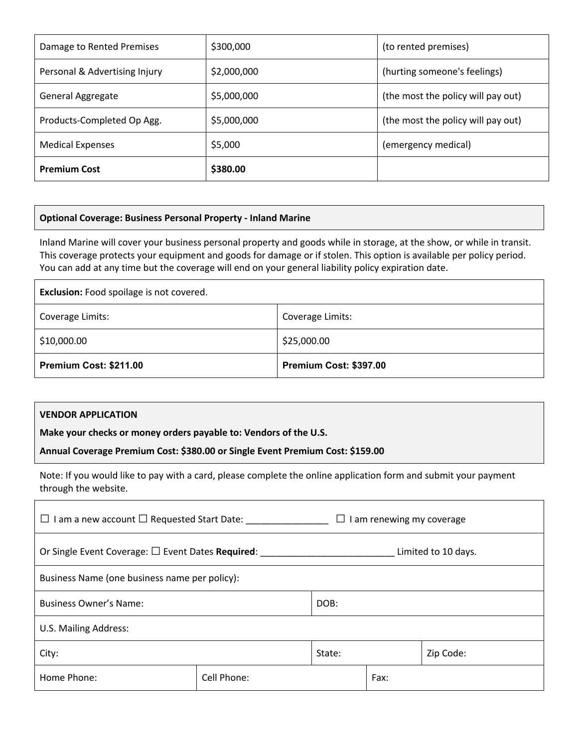| Damage to Rented Premises | $300,000 | (to rented premises) |
| --- | --- | --- |
| Personal & Advertising Injury | $2,000,000 | (hurting someone's feelings) |
| General Aggregate | $5,000,000 | (the most the policy will pay out) |
| Products-Completed Op Agg. | $5,000,000 | (the most the policy will pay out) |
| Medical Expenses | $5,000 | (emergency medical) |
| **Premium Cost** | **$380.00** | |

**Optional Coverage: Business Personal Property - Inland Marine**

Inland Marine will cover your business personal property and goods while in storage, at the show, or while in transit. This coverage protects your equipment and goods for damage or if stolen. This option is available per policy period. You can add at any time but the coverage will end on your general liability policy expiration date.

| **Exclusion:** Food spoilage is not covered. | |
| --- | --- |
| Coverage Limits: | Coverage Limits: |
| $10,000.00 | $25,000.00 |
| **Premium Cost: $211.00** | **Premium Cost: $397.00** |

**VENDOR APPLICATION**

**Make your checks or money orders payable to: Vendors of the U.S.**

**Annual Coverage Premium Cost: $380.00 or Single Event Premium Cost: $159.00**

Note: If you would like to pay with a card, please complete the online application form and submit your payment through the website.

☐ I am a new account ☐ Requested Start Date: ________________ ☐ I am renewing my coverage

Or Single Event Coverage: ☐ Event Dates **Required**: __________________________ Limited to 10 days.

| Business Name (one business name per policy): | | |
| --- | --- | --- |
| Business Owner's Name: | DOB: | |
| U.S. Mailing Address: | | |
| City: | State: | Zip Code: |
| Home Phone: | Cell Phone: | Fax: |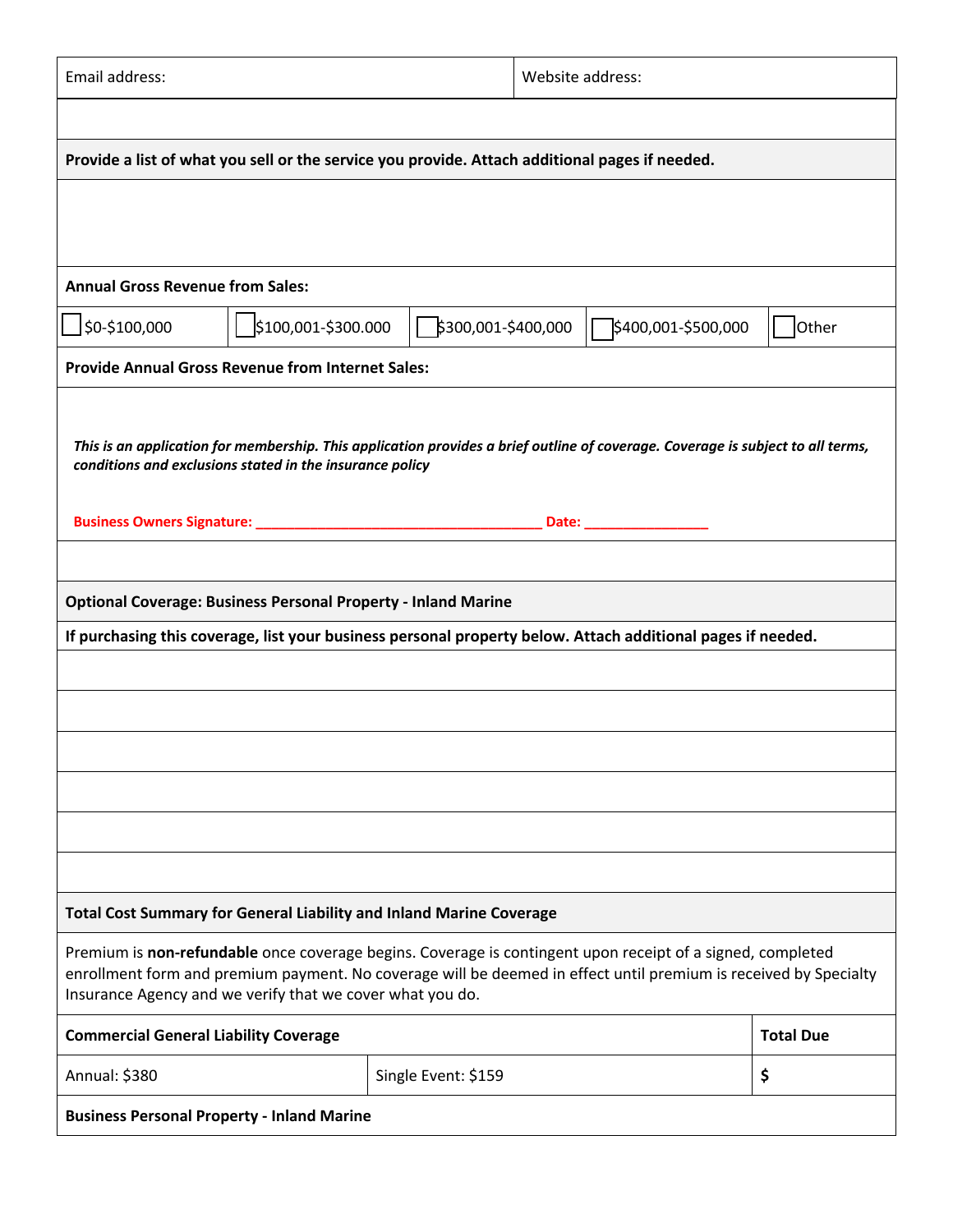| Email address: | Website address: |
|---|---|

**Provide a list of what you sell or the service you provide. Attach additional pages if needed.**

**Annual Gross Revenue from Sales:**

| ☐ $0-$100,000 | ☐ $100,001-$300.000 | ☐ $300,001-$400,000 | ☐ $400,001-$500,000 | ☐ Other |
|---|---|---|---|---|

**Provide Annual Gross Revenue from Internet Sales:**

***This is an application for membership. This application provides a brief outline of coverage. Coverage is subject to all terms, conditions and exclusions stated in the insurance policy***

**Business Owners Signature: ____________________________________ Date: ________________**

**Optional Coverage: Business Personal Property - Inland Marine**

**If purchasing this coverage, list your business personal property below. Attach additional pages if needed.**

**Total Cost Summary for General Liability and Inland Marine Coverage**

Premium is **non-refundable** once coverage begins. Coverage is contingent upon receipt of a signed, completed enrollment form and premium payment. No coverage will be deemed in effect until premium is received by Specialty Insurance Agency and we verify that we cover what you do.

| **Commercial General Liability Coverage** | | **Total Due** |
|---|---|---|
| Annual: $380 | Single Event: $159 | **$** |
| **Business Personal Property - Inland Marine** | | |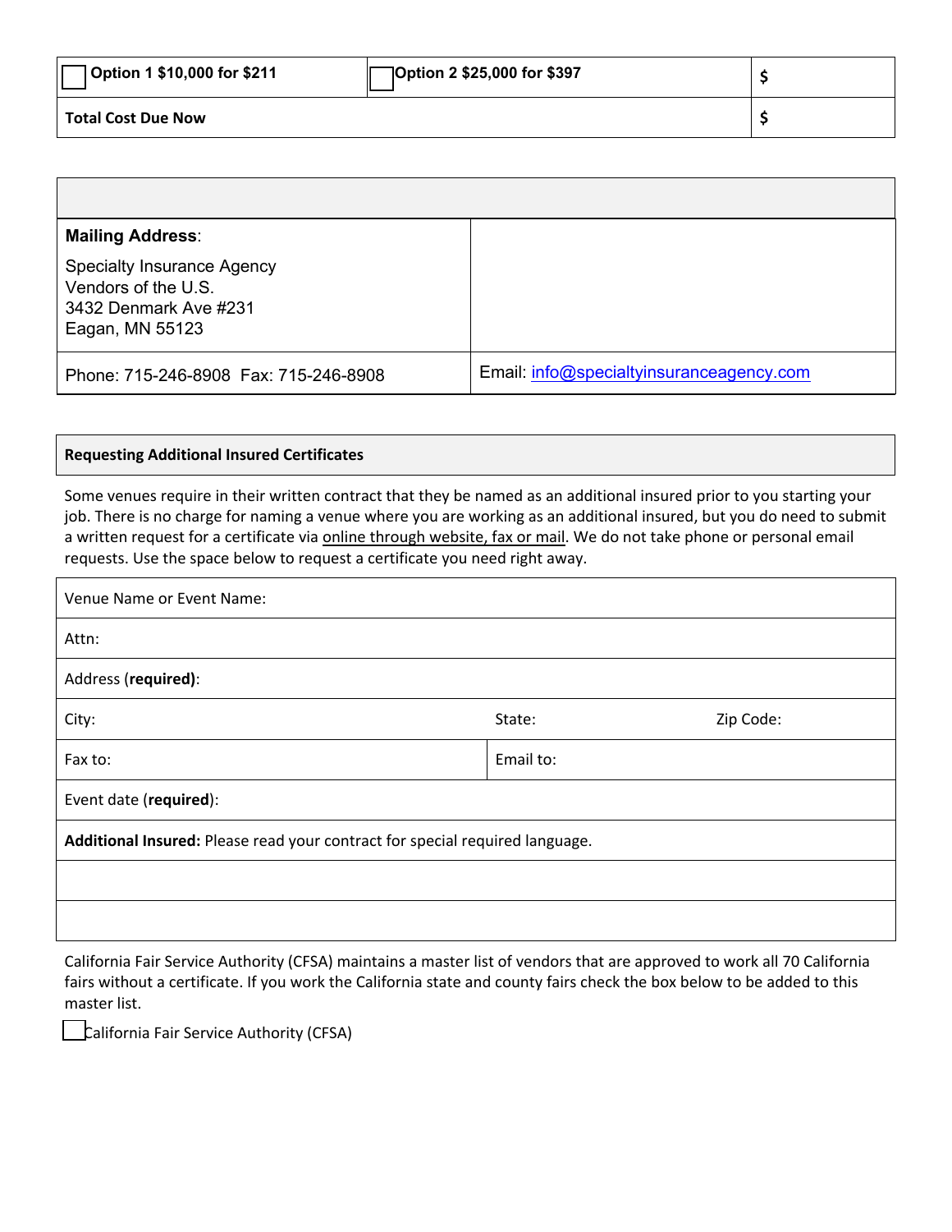| | | |
|---|---|---|
| ☐ **Option 1 $10,000 for $211** | ☐ **Option 2 $25,000 for $397** | **$** |
| **Total Cost Due Now** | | **$** |

| | |
|---|---|
| **Mailing Address**:<br>Specialty Insurance Agency<br>Vendors of the U.S.<br>3432 Denmark Ave #231<br>Eagan, MN 55123 | |
| Phone: 715-246-8908  Fax: 715-246-8908 | Email: info@specialtyinsuranceagency.com |

**Requesting Additional Insured Certificates**

Some venues require in their written contract that they be named as an additional insured prior to you starting your job. There is no charge for naming a venue where you are working as an additional insured, but you do need to submit a written request for a certificate via online through website, fax or mail. We do not take phone or personal email requests. Use the space below to request a certificate you need right away.

| | | |
|---|---|---|
| Venue Name or Event Name: | | |
| Attn: | | |
| Address (**required**): | | |
| City: | State: | Zip Code: |
| Fax to: | Email to: | |
| Event date (**required**): | | |
| **Additional Insured:** Please read your contract for special required language. | | |
| | | |
| | | |

California Fair Service Authority (CFSA) maintains a master list of vendors that are approved to work all 70 California fairs without a certificate. If you work the California state and county fairs check the box below to be added to this master list.

☐ California Fair Service Authority (CFSA)